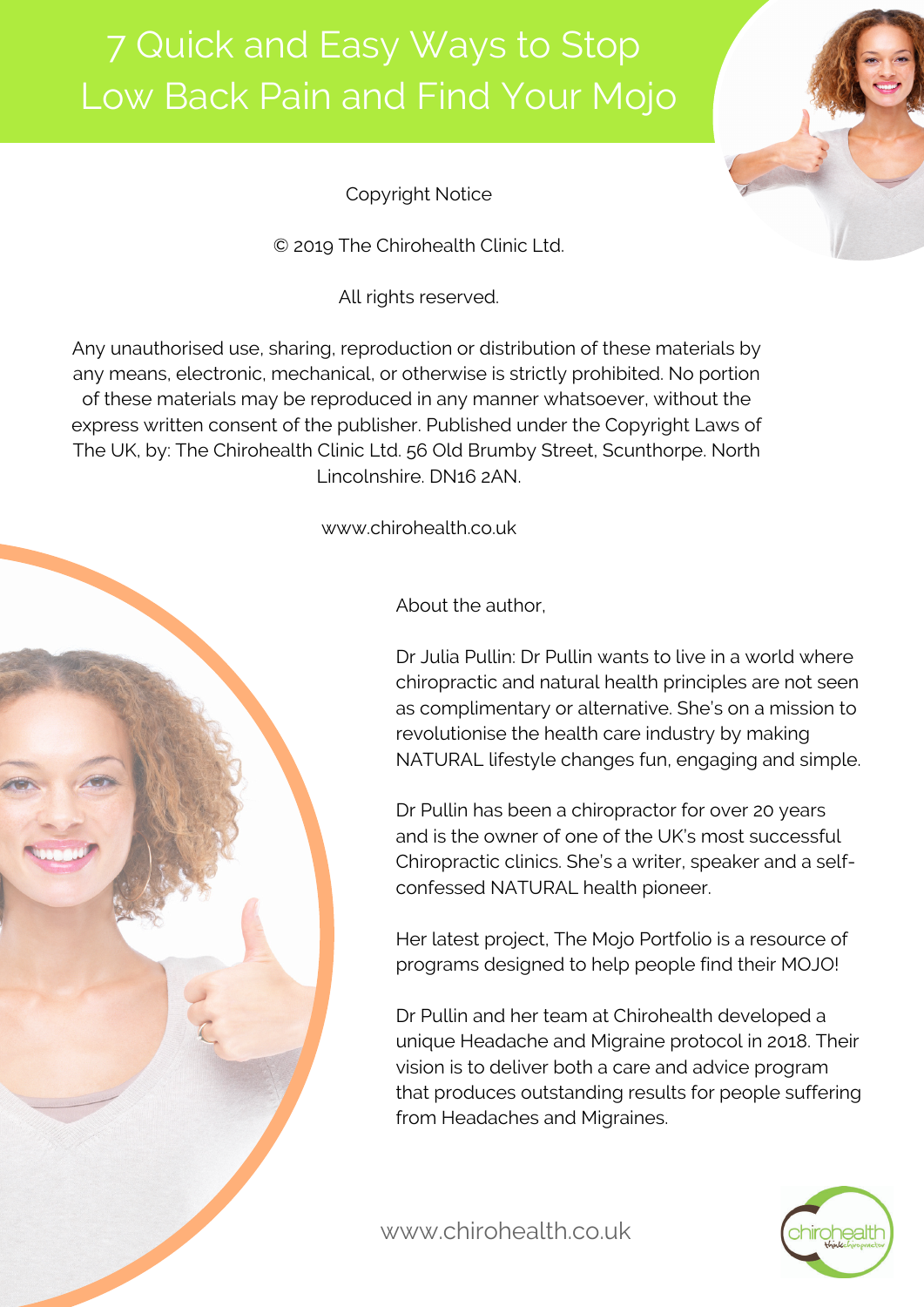# 7 Quick and Easy Ways to Stop Low Back Pain and Find Your Mojo

Copyright Notice

© 2019 The Chirohealth Clinic Ltd.

All rights reserved.

Any unauthorised use, sharing, reproduction or distribution of these materials by any means, electronic, mechanical, or otherwise is strictly prohibited. No portion of these materials may be reproduced in any manner whatsoever, without the express written consent of the publisher. Published under the Copyright Laws of The UK, by: The Chirohealth Clinic Ltd. 56 Old Brumby Street, Scunthorpe. North Lincolnshire. DN16 2AN.

www.chirohealth.co.uk

About the author,

Dr Julia Pullin: Dr Pullin wants to live in a world where chiropractic and natural health principles are not seen as complimentary or alternative. She's on a mission to revolutionise the health care industry by making NATURAL lifestyle changes fun, engaging and simple.

Dr Pullin has been a chiropractor for over 20 years and is the owner of one of the UK's most successful Chiropractic clinics. She's a writer, speaker and a self-confessed NATURAL health pioneer.

Her latest project, The Mojo Portfolio is a resource of programs designed to help people find their MOJO!

Dr Pullin and her team at Chirohealth developed a unique Headache and Migraine protocol in 2018. Their vision is to deliver both a care and advice program that produces outstanding results for people suffering from Headaches and Migraines.

www.chirohealth.co.uk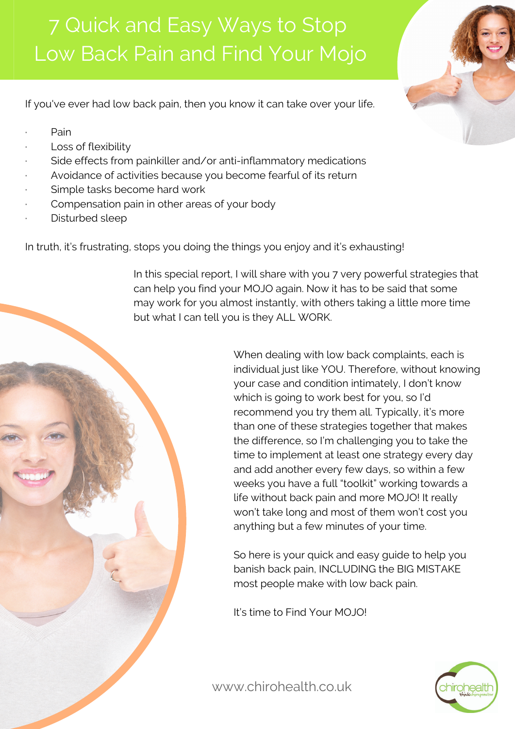# 7 Quick and Easy Ways to Stop Low Back Pain and Find Your Mojo

If you've ever had low back pain, then you know it can take over your life.

- Pain
- Loss of flexibility
- Side effects from painkiller and/or anti-inflammatory medications
- Avoidance of activities because you become fearful of its return
- Simple tasks become hard work
- Compensation pain in other areas of your body
- Disturbed sleep

In truth, it's frustrating, stops you doing the things you enjoy and it's exhausting!

In this special report, I will share with you 7 very powerful strategies that can help you find your MOJO again. Now it has to be said that some may work for you almost instantly, with others taking a little more time but what I can tell you is they ALL WORK.

When dealing with low back complaints, each is individual just like YOU. Therefore, without knowing your case and condition intimately, I don't know which is going to work best for you, so I'd recommend you try them all. Typically, it's more than one of these strategies together that makes the difference, so I'm challenging you to take the time to implement at least one strategy every day and add another every few days, so within a few weeks you have a full "toolkit" working towards a life without back pain and more MOJO! It really won't take long and most of them won't cost you anything but a few minutes of your time.

So here is your quick and easy guide to help you banish back pain, INCLUDING the BIG MISTAKE most people make with low back pain.

It's time to Find Your MOJO!

www.chirohealth.co.uk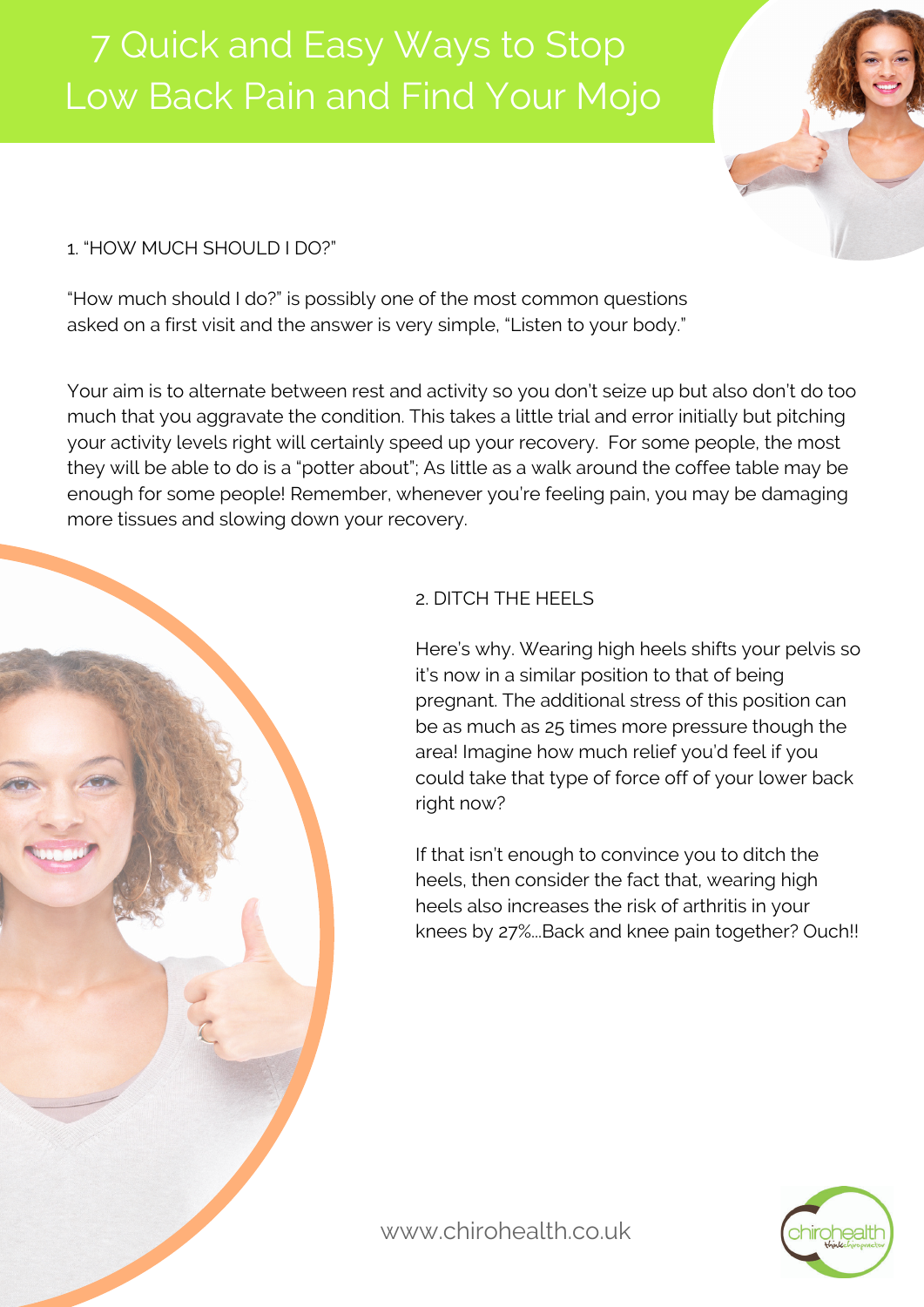# 7 Quick and Easy Ways to Stop Low Back Pain and Find Your Mojo

## 1. "HOW MUCH SHOULD I DO?"

"How much should I do?" is possibly one of the most common questions asked on a first visit and the answer is very simple, "Listen to your body."

Your aim is to alternate between rest and activity so you don't seize up but also don't do too much that you aggravate the condition. This takes a little trial and error initially but pitching your activity levels right will certainly speed up your recovery. For some people, the most they will be able to do is a "potter about"; As little as a walk around the coffee table may be enough for some people! Remember, whenever you're feeling pain, you may be damaging more tissues and slowing down your recovery.

## 2. DITCH THE HEELS

Here's why. Wearing high heels shifts your pelvis so it's now in a similar position to that of being pregnant. The additional stress of this position can be as much as 25 times more pressure though the area! Imagine how much relief you'd feel if you could take that type of force off of your lower back right now?

If that isn't enough to convince you to ditch the heels, then consider the fact that, wearing high heels also increases the risk of arthritis in your knees by 27%...Back and knee pain together? Ouch!!

www.chirohealth.co.uk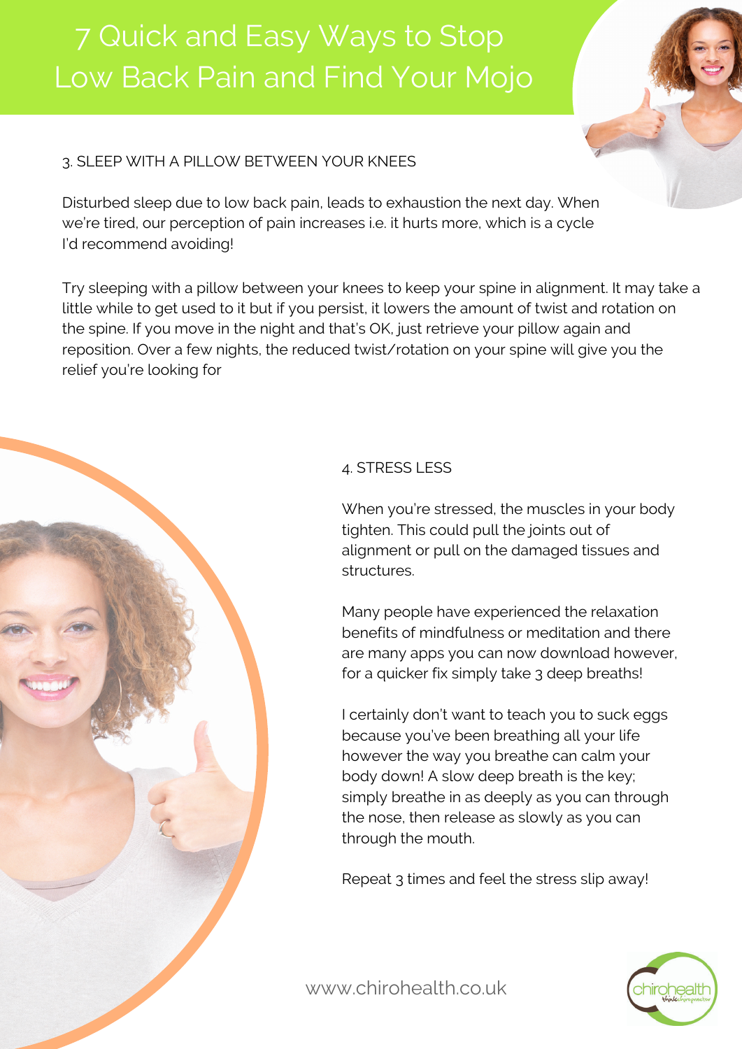# 7 Quick and Easy Ways to Stop Low Back Pain and Find Your Mojo

## 3. SLEEP WITH A PILLOW BETWEEN YOUR KNEES

Disturbed sleep due to low back pain, leads to exhaustion the next day. When we're tired, our perception of pain increases i.e. it hurts more, which is a cycle I'd recommend avoiding!

Try sleeping with a pillow between your knees to keep your spine in alignment. It may take a little while to get used to it but if you persist, it lowers the amount of twist and rotation on the spine. If you move in the night and that's OK, just retrieve your pillow again and reposition. Over a few nights, the reduced twist/rotation on your spine will give you the relief you're looking for

## 4. STRESS LESS

When you're stressed, the muscles in your body tighten. This could pull the joints out of alignment or pull on the damaged tissues and structures.

Many people have experienced the relaxation benefits of mindfulness or meditation and there are many apps you can now download however, for a quicker fix simply take 3 deep breaths!

I certainly don't want to teach you to suck eggs because you've been breathing all your life however the way you breathe can calm your body down! A slow deep breath is the key; simply breathe in as deeply as you can through the nose, then release as slowly as you can through the mouth.

Repeat 3 times and feel the stress slip away!

www.chirohealth.co.uk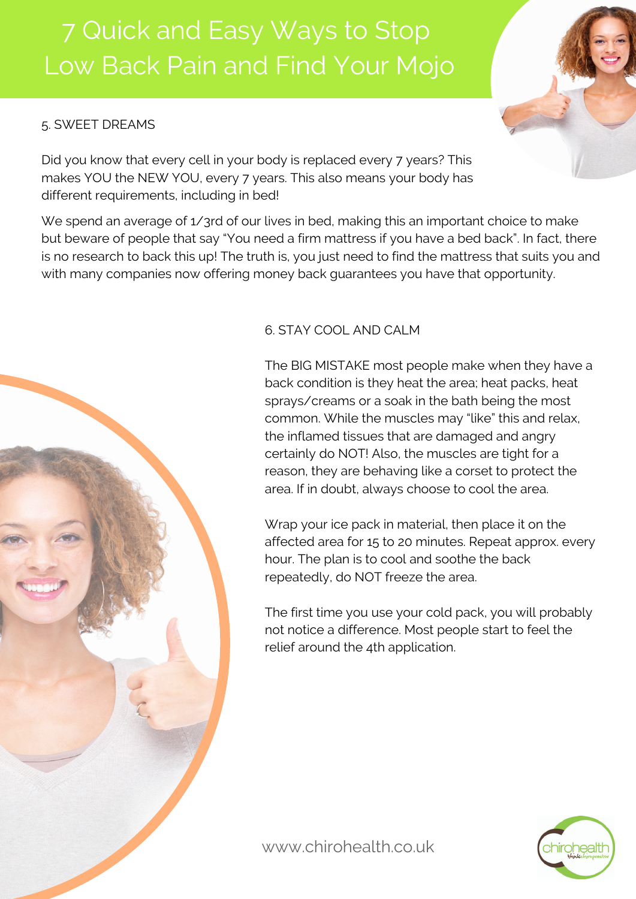# 7 Quick and Easy Ways to Stop Low Back Pain and Find Your Mojo

## 5. SWEET DREAMS

Did you know that every cell in your body is replaced every 7 years? This makes YOU the NEW YOU, every 7 years. This also means your body has different requirements, including in bed!

We spend an average of 1/3rd of our lives in bed, making this an important choice to make but beware of people that say "You need a firm mattress if you have a bed back". In fact, there is no research to back this up! The truth is, you just need to find the mattress that suits you and with many companies now offering money back guarantees you have that opportunity.

## 6. STAY COOL AND CALM

The BIG MISTAKE most people make when they have a back condition is they heat the area; heat packs, heat sprays/creams or a soak in the bath being the most common. While the muscles may "like" this and relax, the inflamed tissues that are damaged and angry certainly do NOT! Also, the muscles are tight for a reason, they are behaving like a corset to protect the area. If in doubt, always choose to cool the area.

Wrap your ice pack in material, then place it on the affected area for 15 to 20 minutes. Repeat approx. every hour. The plan is to cool and soothe the back repeatedly, do NOT freeze the area.

The first time you use your cold pack, you will probably not notice a difference. Most people start to feel the relief around the 4th application.

www.chirohealth.co.uk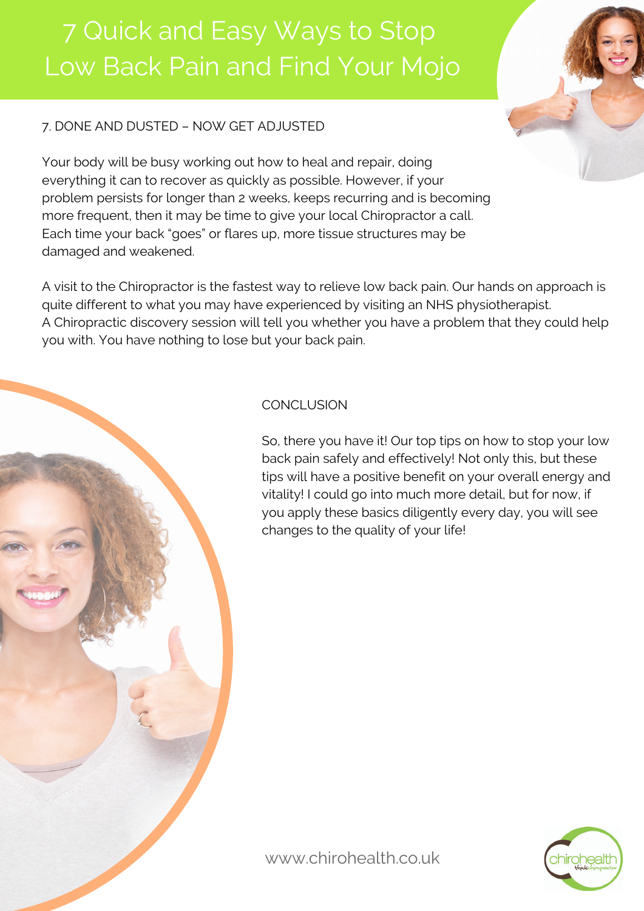# 7 Quick and Easy Ways to Stop Low Back Pain and Find Your Mojo

## 7. DONE AND DUSTED – NOW GET ADJUSTED

Your body will be busy working out how to heal and repair, doing everything it can to recover as quickly as possible. However, if your problem persists for longer than 2 weeks, keeps recurring and is becoming more frequent, then it may be time to give your local Chiropractor a call. Each time your back "goes" or flares up, more tissue structures may be damaged and weakened.

A visit to the Chiropractor is the fastest way to relieve low back pain. Our hands on approach is quite different to what you may have experienced by visiting an NHS physiotherapist. A Chiropractic discovery session will tell you whether you have a problem that they could help you with. You have nothing to lose but your back pain.

## CONCLUSION

So, there you have it! Our top tips on how to stop your low back pain safely and effectively! Not only this, but these tips will have a positive benefit on your overall energy and vitality! I could go into much more detail, but for now, if you apply these basics diligently every day, you will see changes to the quality of your life!

www.chirohealth.co.uk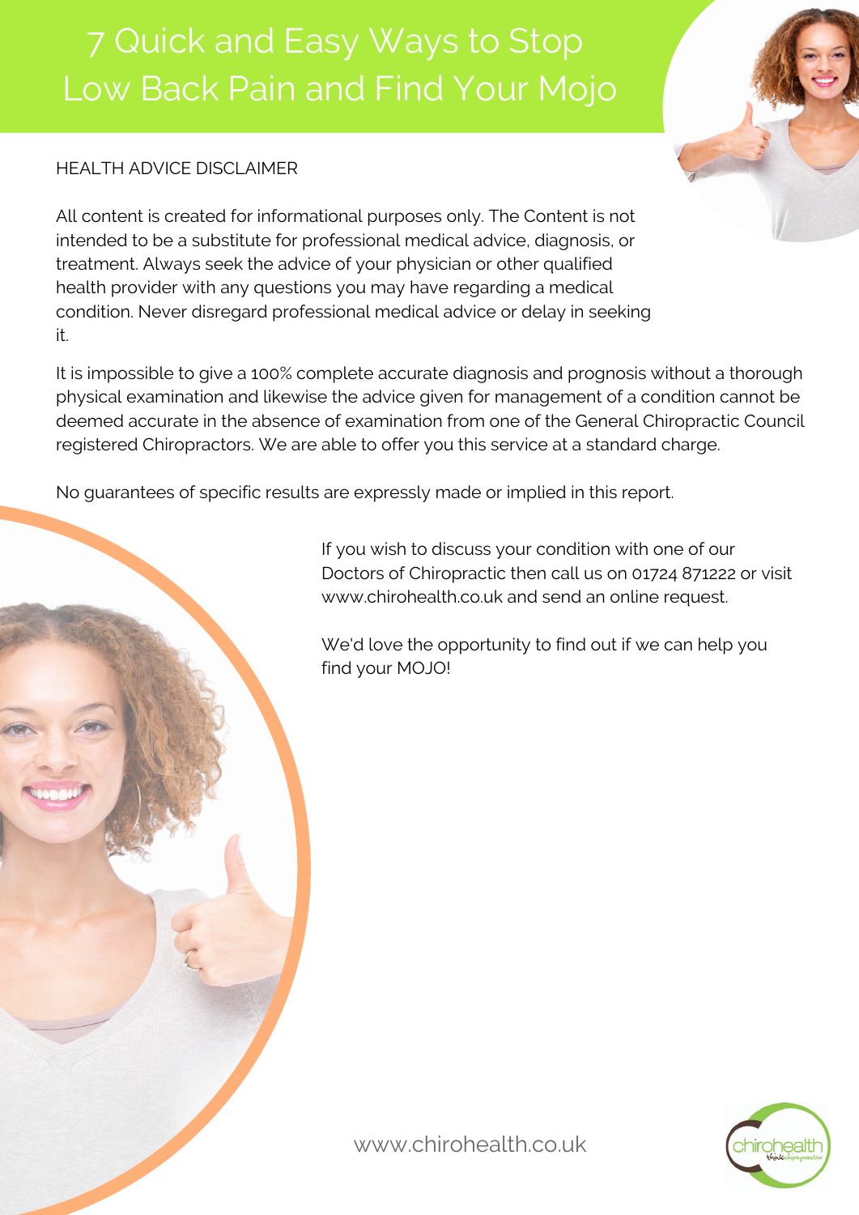# 7 Quick and Easy Ways to Stop Low Back Pain and Find Your Mojo

HEALTH ADVICE DISCLAIMER

All content is created for informational purposes only. The Content is not intended to be a substitute for professional medical advice, diagnosis, or treatment. Always seek the advice of your physician or other qualified health provider with any questions you may have regarding a medical condition. Never disregard professional medical advice or delay in seeking it.

It is impossible to give a 100% complete accurate diagnosis and prognosis without a thorough physical examination and likewise the advice given for management of a condition cannot be deemed accurate in the absence of examination from one of the General Chiropractic Council registered Chiropractors. We are able to offer you this service at a standard charge.

No guarantees of specific results are expressly made or implied in this report.

If you wish to discuss your condition with one of our Doctors of Chiropractic then call us on 01724 871222 or visit www.chirohealth.co.uk and send an online request.

We'd love the opportunity to find out if we can help you find your MOJO!

www.chirohealth.co.uk